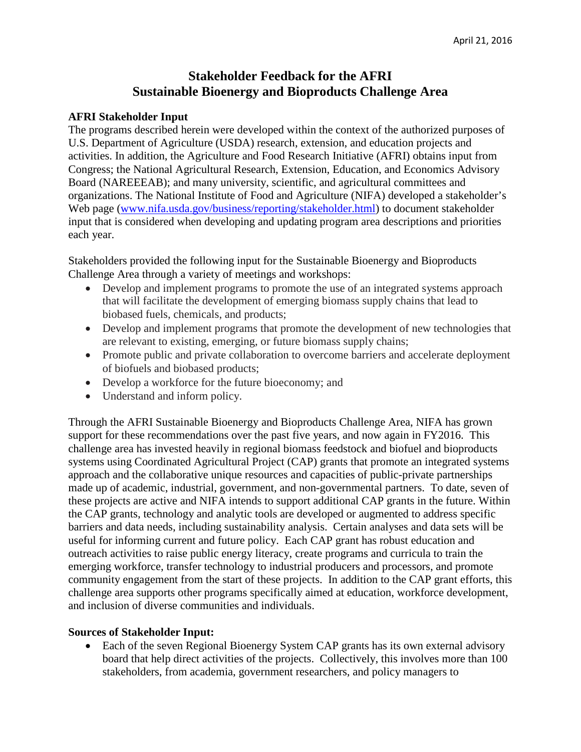April 21, 2016

# Stakeholder Feedback for the AFRI Sustainable Bioenergy and Bioproducts Challenge Area

**AFRI Stakeholder Input**

The programs described herein were developed within the context of the authorized purposes of U.S. Department of Agriculture (USDA) research, extension, and education projects and activities. In addition, the Agriculture and Food Research Initiative (AFRI) obtains input from Congress; the National Agricultural Research, Extension, Education, and Economics Advisory Board (NAREEEAB); and many university, scientific, and agricultural committees and organizations. The National Institute of Food and Agriculture (NIFA) developed a stakeholder's Web page ([www.nifa.usda.gov/business/reporting/stakeholder.html](www.nifa.usda.gov/business/reporting/stakeholder.html)) to document stakeholder input that is considered when developing and updating program area descriptions and priorities each year.

Stakeholders provided the following input for the Sustainable Bioenergy and Bioproducts Challenge Area through a variety of meetings and workshops:

- Develop and implement programs to promote the use of an integrated systems approach that will facilitate the development of emerging biomass supply chains that lead to biobased fuels, chemicals, and products;
- Develop and implement programs that promote the development of new technologies that are relevant to existing, emerging, or future biomass supply chains;
- Promote public and private collaboration to overcome barriers and accelerate deployment of biofuels and biobased products;
- Develop a workforce for the future bioeconomy; and
- Understand and inform policy.

Through the AFRI Sustainable Bioenergy and Bioproducts Challenge Area, NIFA has grown support for these recommendations over the past five years, and now again in FY2016. This challenge area has invested heavily in regional biomass feedstock and biofuel and bioproducts systems using Coordinated Agricultural Project (CAP) grants that promote an integrated systems approach and the collaborative unique resources and capacities of public-private partnerships made up of academic, industrial, government, and non-governmental partners. To date, seven of these projects are active and NIFA intends to support additional CAP grants in the future. Within the CAP grants, technology and analytic tools are developed or augmented to address specific barriers and data needs, including sustainability analysis. Certain analyses and data sets will be useful for informing current and future policy. Each CAP grant has robust education and outreach activities to raise public energy literacy, create programs and curricula to train the emerging workforce, transfer technology to industrial producers and processors, and promote community engagement from the start of these projects. In addition to the CAP grant efforts, this challenge area supports other programs specifically aimed at education, workforce development, and inclusion of diverse communities and individuals.

**Sources of Stakeholder Input:**

- Each of the seven Regional Bioenergy System CAP grants has its own external advisory board that help direct activities of the projects. Collectively, this involves more than 100 stakeholders, from academia, government researchers, and policy managers to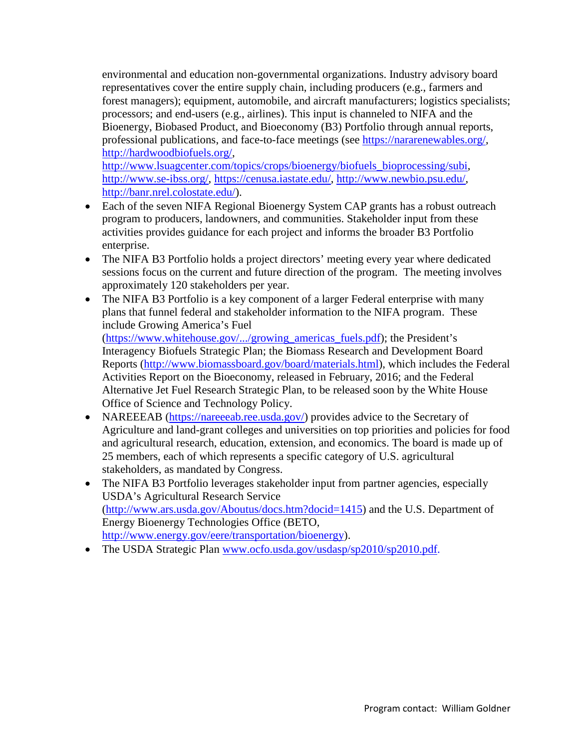environmental and education non-governmental organizations. Industry advisory board representatives cover the entire supply chain, including producers (e.g., farmers and forest managers); equipment, automobile, and aircraft manufacturers; logistics specialists; processors; and end-users (e.g., airlines). This input is channeled to NIFA and the Bioenergy, Biobased Product, and Bioeconomy (B3) Portfolio through annual reports, professional publications, and face-to-face meetings (see https://nararenewables.org/, http://hardwoodbiofuels.org/, http://www.lsuagcenter.com/topics/crops/bioenergy/biofuels_bioprocessing/subi, http://www.se-ibss.org/, https://cenusa.iastate.edu/, http://www.newbio.psu.edu/, http://banr.nrel.colostate.edu/).

- Each of the seven NIFA Regional Bioenergy System CAP grants has a robust outreach program to producers, landowners, and communities. Stakeholder input from these activities provides guidance for each project and informs the broader B3 Portfolio enterprise.
- The NIFA B3 Portfolio holds a project directors' meeting every year where dedicated sessions focus on the current and future direction of the program. The meeting involves approximately 120 stakeholders per year.
- The NIFA B3 Portfolio is a key component of a larger Federal enterprise with many plans that funnel federal and stakeholder information to the NIFA program. These include Growing America's Fuel (https://www.whitehouse.gov/.../growing_americas_fuels.pdf); the President's Interagency Biofuels Strategic Plan; the Biomass Research and Development Board Reports (http://www.biomassboard.gov/board/materials.html), which includes the Federal Activities Report on the Bioeconomy, released in February, 2016; and the Federal Alternative Jet Fuel Research Strategic Plan, to be released soon by the White House Office of Science and Technology Policy.
- NAREEEAB (https://nareeeab.ree.usda.gov/) provides advice to the Secretary of Agriculture and land-grant colleges and universities on top priorities and policies for food and agricultural research, education, extension, and economics. The board is made up of 25 members, each of which represents a specific category of U.S. agricultural stakeholders, as mandated by Congress.
- The NIFA B3 Portfolio leverages stakeholder input from partner agencies, especially USDA's Agricultural Research Service (http://www.ars.usda.gov/Aboutus/docs.htm?docid=1415) and the U.S. Department of Energy Bioenergy Technologies Office (BETO, http://www.energy.gov/eere/transportation/bioenergy).
- The USDA Strategic Plan www.ocfo.usda.gov/usdasp/sp2010/sp2010.pdf.

Program contact: William Goldner